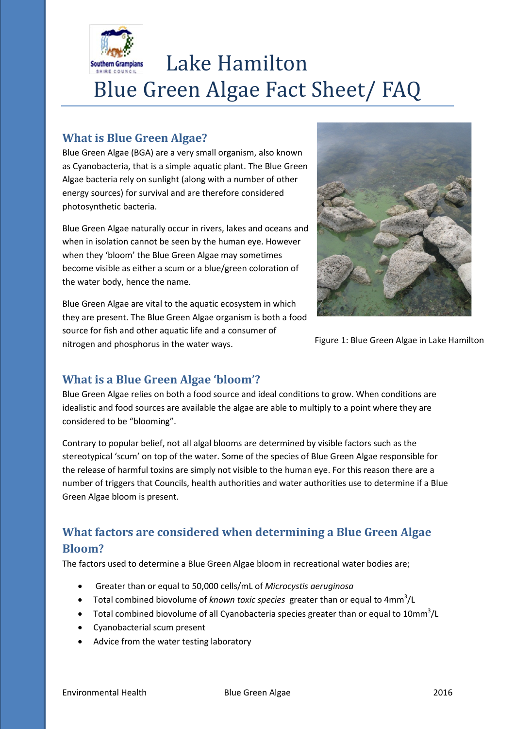# Lake Hamilton
# Blue Green Algae Fact Sheet/ FAQ

## What is Blue Green Algae?

Blue Green Algae (BGA) are a very small organism, also known as Cyanobacteria, that is a simple aquatic plant. The Blue Green Algae bacteria rely on sunlight (along with a number of other energy sources) for survival and are therefore considered photosynthetic bacteria.

Blue Green Algae naturally occur in rivers, lakes and oceans and when in isolation cannot be seen by the human eye. However when they 'bloom' the Blue Green Algae may sometimes become visible as either a scum or a blue/green coloration of the water body, hence the name.

Blue Green Algae are vital to the aquatic ecosystem in which they are present. The Blue Green Algae organism is both a food source for fish and other aquatic life and a consumer of nitrogen and phosphorus in the water ways.

Figure 1: Blue Green Algae in Lake Hamilton

## What is a Blue Green Algae 'bloom'?

Blue Green Algae relies on both a food source and ideal conditions to grow. When conditions are idealistic and food sources are available the algae are able to multiply to a point where they are considered to be "blooming".

Contrary to popular belief, not all algal blooms are determined by visible factors such as the stereotypical 'scum' on top of the water. Some of the species of Blue Green Algae responsible for the release of harmful toxins are simply not visible to the human eye. For this reason there are a number of triggers that Councils, health authorities and water authorities use to determine if a Blue Green Algae bloom is present.

## What factors are considered when determining a Blue Green Algae Bloom?

The factors used to determine a Blue Green Algae bloom in recreational water bodies are;

- Greater than or equal to 50,000 cells/mL of *Microcystis aeruginosa*
- Total combined biovolume of *known toxic species* greater than or equal to $4mm^3/L$
- Total combined biovolume of all Cyanobacteria species greater than or equal to $10mm^3/L$
- Cyanobacterial scum present
- Advice from the water testing laboratory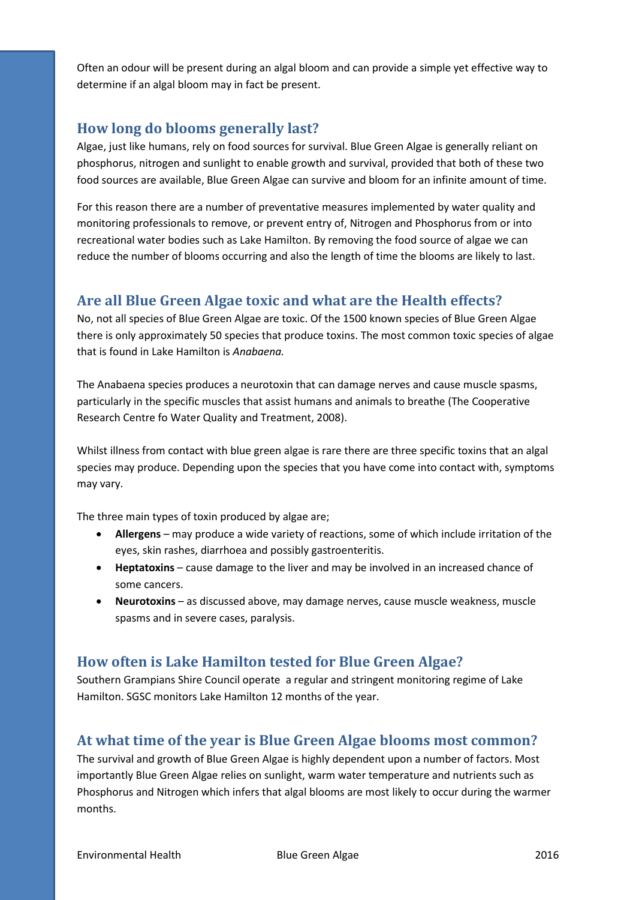Often an odour will be present during an algal bloom and can provide a simple yet effective way to determine if an algal bloom may in fact be present.

## How long do blooms generally last?

Algae, just like humans, rely on food sources for survival. Blue Green Algae is generally reliant on phosphorus, nitrogen and sunlight to enable growth and survival, provided that both of these two food sources are available, Blue Green Algae can survive and bloom for an infinite amount of time.

For this reason there are a number of preventative measures implemented by water quality and monitoring professionals to remove, or prevent entry of, Nitrogen and Phosphorus from or into recreational water bodies such as Lake Hamilton. By removing the food source of algae we can reduce the number of blooms occurring and also the length of time the blooms are likely to last.

## Are all Blue Green Algae toxic and what are the Health effects?

No, not all species of Blue Green Algae are toxic. Of the 1500 known species of Blue Green Algae there is only approximately 50 species that produce toxins. The most common toxic species of algae that is found in Lake Hamilton is *Anabaena.*

The Anabaena species produces a neurotoxin that can damage nerves and cause muscle spasms, particularly in the specific muscles that assist humans and animals to breathe (The Cooperative Research Centre fo Water Quality and Treatment, 2008).

Whilst illness from contact with blue green algae is rare there are three specific toxins that an algal species may produce. Depending upon the species that you have come into contact with, symptoms may vary.

The three main types of toxin produced by algae are;

- **Allergens** – may produce a wide variety of reactions, some of which include irritation of the eyes, skin rashes, diarrhoea and possibly gastroenteritis.
- **Heptatoxins** – cause damage to the liver and may be involved in an increased chance of some cancers.
- **Neurotoxins** – as discussed above, may damage nerves, cause muscle weakness, muscle spasms and in severe cases, paralysis.

## How often is Lake Hamilton tested for Blue Green Algae?

Southern Grampians Shire Council operate a regular and stringent monitoring regime of Lake Hamilton. SGSC monitors Lake Hamilton 12 months of the year.

## At what time of the year is Blue Green Algae blooms most common?

The survival and growth of Blue Green Algae is highly dependent upon a number of factors. Most importantly Blue Green Algae relies on sunlight, warm water temperature and nutrients such as Phosphorus and Nitrogen which infers that algal blooms are most likely to occur during the warmer months.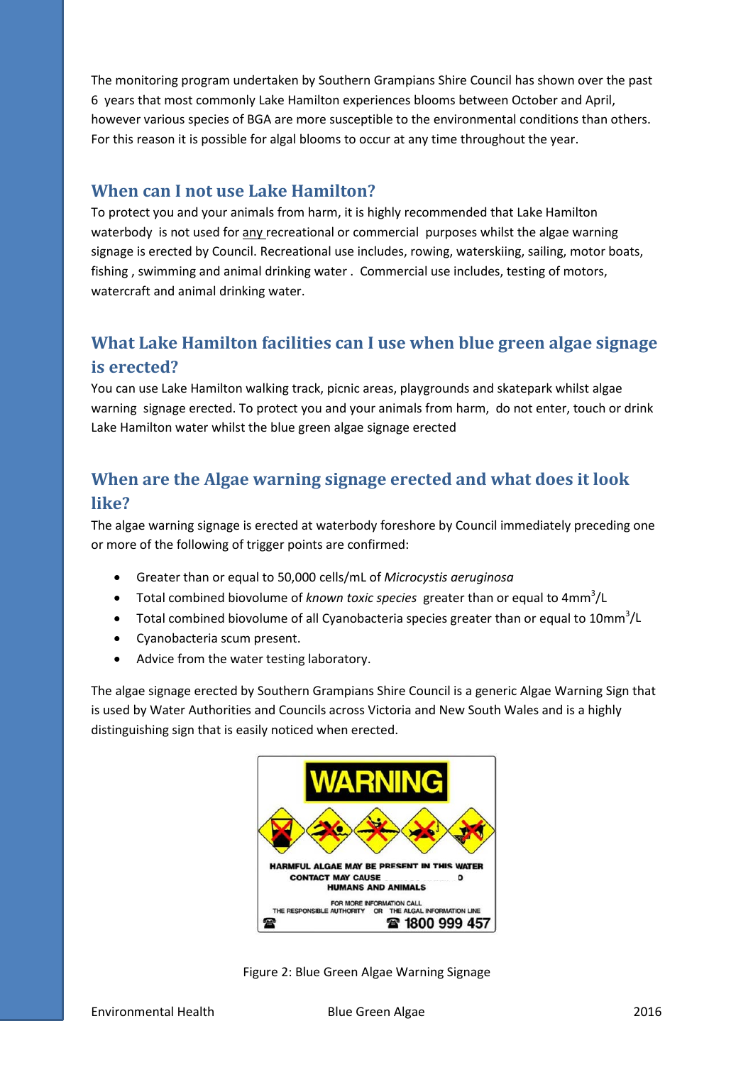The monitoring program undertaken by Southern Grampians Shire Council has shown over the past 6 years that most commonly Lake Hamilton experiences blooms between October and April, however various species of BGA are more susceptible to the environmental conditions than others. For this reason it is possible for algal blooms to occur at any time throughout the year.

## When can I not use Lake Hamilton?

To protect you and your animals from harm, it is highly recommended that Lake Hamilton waterbody is not used for any recreational or commercial purposes whilst the algae warning signage is erected by Council. Recreational use includes, rowing, waterskiing, sailing, motor boats, fishing , swimming and animal drinking water . Commercial use includes, testing of motors, watercraft and animal drinking water.

## What Lake Hamilton facilities can I use when blue green algae signage is erected?

You can use Lake Hamilton walking track, picnic areas, playgrounds and skatepark whilst algae warning signage erected. To protect you and your animals from harm, do not enter, touch or drink Lake Hamilton water whilst the blue green algae signage erected

## When are the Algae warning signage erected and what does it look like?

The algae warning signage is erected at waterbody foreshore by Council immediately preceding one or more of the following of trigger points are confirmed:

- Greater than or equal to 50,000 cells/mL of *Microcystis aeruginosa*
- Total combined biovolume of *known toxic species* greater than or equal to 4mm$^3$/L
- Total combined biovolume of all Cyanobacteria species greater than or equal to 10mm$^3$/L
- Cyanobacteria scum present.
- Advice from the water testing laboratory.

The algae signage erected by Southern Grampians Shire Council is a generic Algae Warning Sign that is used by Water Authorities and Councils across Victoria and New South Wales and is a highly distinguishing sign that is easily noticed when erected.

WARNING

HARMFUL ALGAE MAY BE PRESENT IN THIS WATER
CONTACT MAY CAUSE ... D
HUMANS AND ANIMALS

FOR MORE INFORMATION CALL
THE RESPONSIBLE AUTHORITY OR THE ALGAL INFORMATION LINE
1800 999 457

Figure 2: Blue Green Algae Warning Signage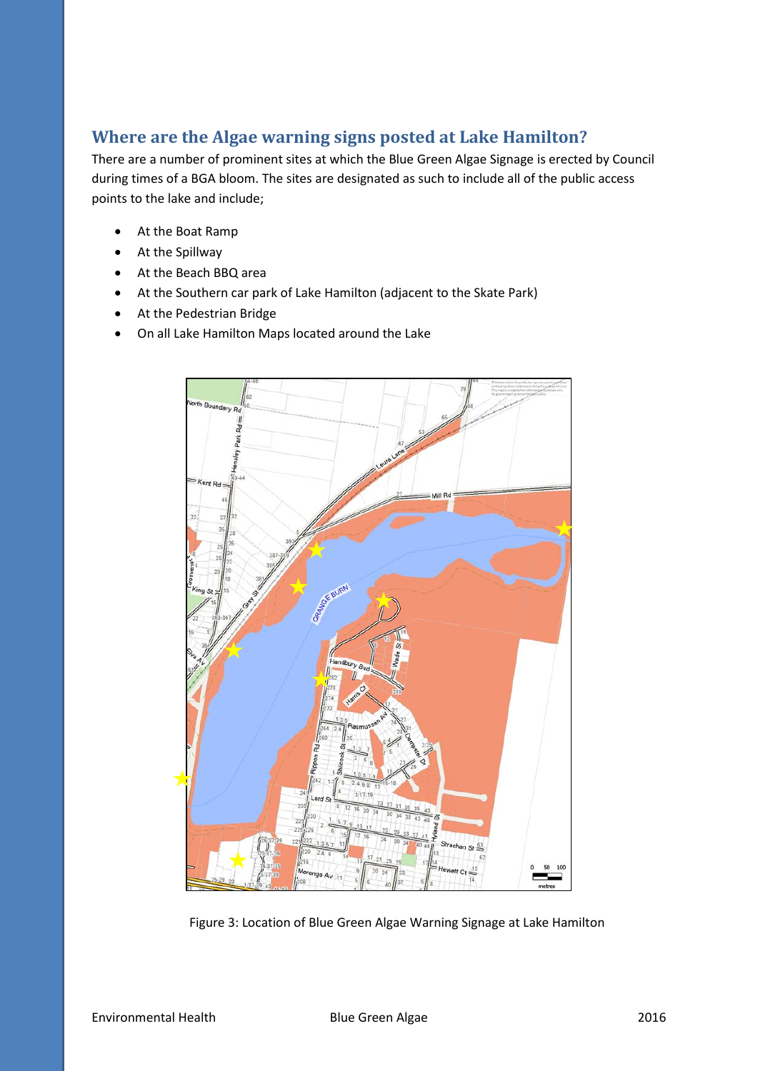## Where are the Algae warning signs posted at Lake Hamilton?

There are a number of prominent sites at which the Blue Green Algae Signage is erected by Council during times of a BGA bloom. The sites are designated as such to include all of the public access points to the lake and include;

- At the Boat Ramp
- At the Spillway
- At the Beach BBQ area
- At the Southern car park of Lake Hamilton (adjacent to the Skate Park)
- At the Pedestrian Bridge
- On all Lake Hamilton Maps located around the Lake

Figure 3: Location of Blue Green Algae Warning Signage at Lake Hamilton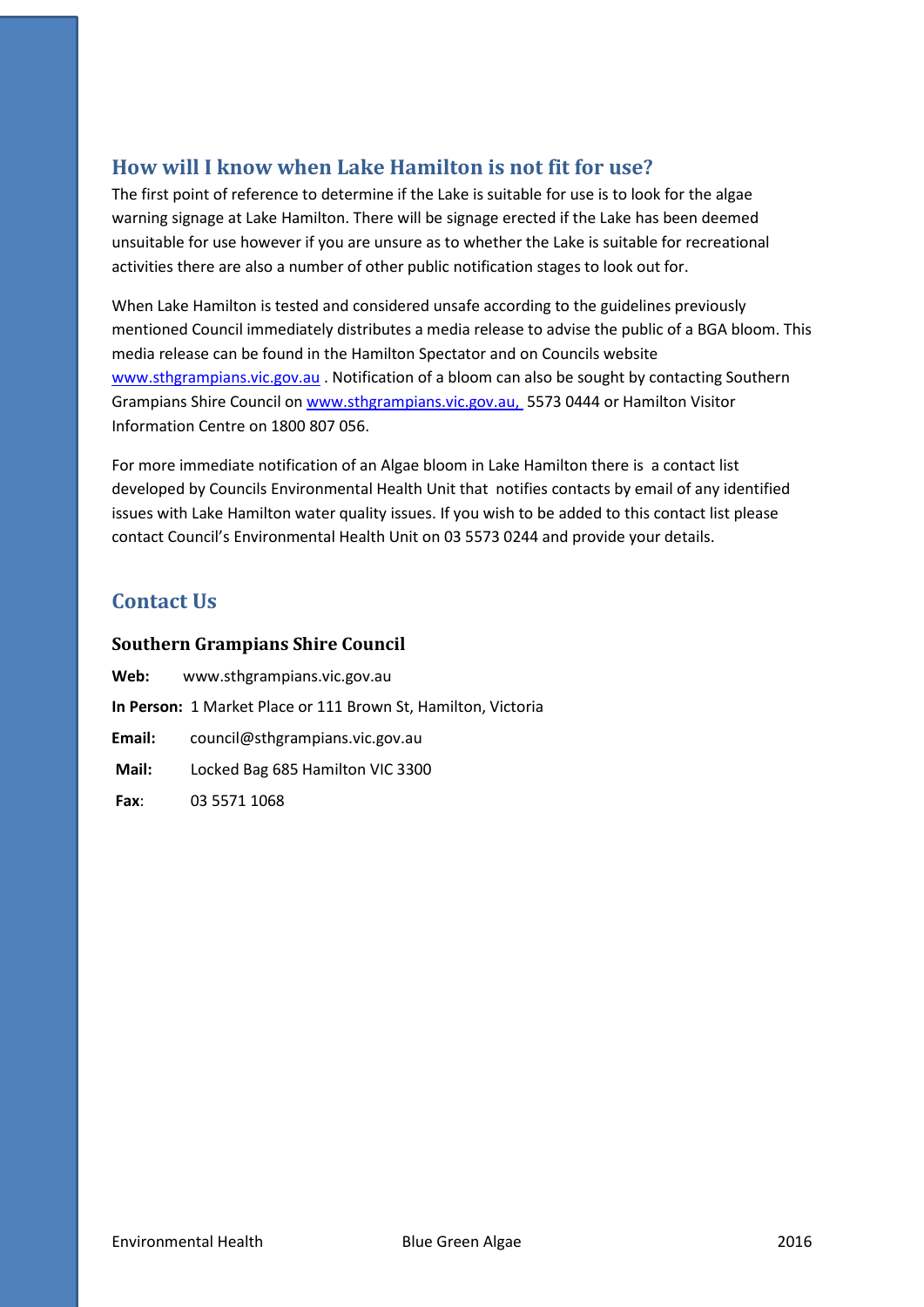## How will I know when Lake Hamilton is not fit for use?

The first point of reference to determine if the Lake is suitable for use is to look for the algae warning signage at Lake Hamilton. There will be signage erected if the Lake has been deemed unsuitable for use however if you are unsure as to whether the Lake is suitable for recreational activities there are also a number of other public notification stages to look out for.

When Lake Hamilton is tested and considered unsafe according to the guidelines previously mentioned Council immediately distributes a media release to advise the public of a BGA bloom. This media release can be found in the Hamilton Spectator and on Councils website www.sthgrampians.vic.gov.au . Notification of a bloom can also be sought by contacting Southern Grampians Shire Council on www.sthgrampians.vic.gov.au, 5573 0444 or Hamilton Visitor Information Centre on 1800 807 056.

For more immediate notification of an Algae bloom in Lake Hamilton there is a contact list developed by Councils Environmental Health Unit that notifies contacts by email of any identified issues with Lake Hamilton water quality issues. If you wish to be added to this contact list please contact Council's Environmental Health Unit on 03 5573 0244 and provide your details.

## Contact Us

### Southern Grampians Shire Council

**Web:** www.sthgrampians.vic.gov.au

**In Person:** 1 Market Place or 111 Brown St, Hamilton, Victoria

**Email:** council@sthgrampians.vic.gov.au

**Mail:** Locked Bag 685 Hamilton VIC 3300

**Fax**: 03 5571 1068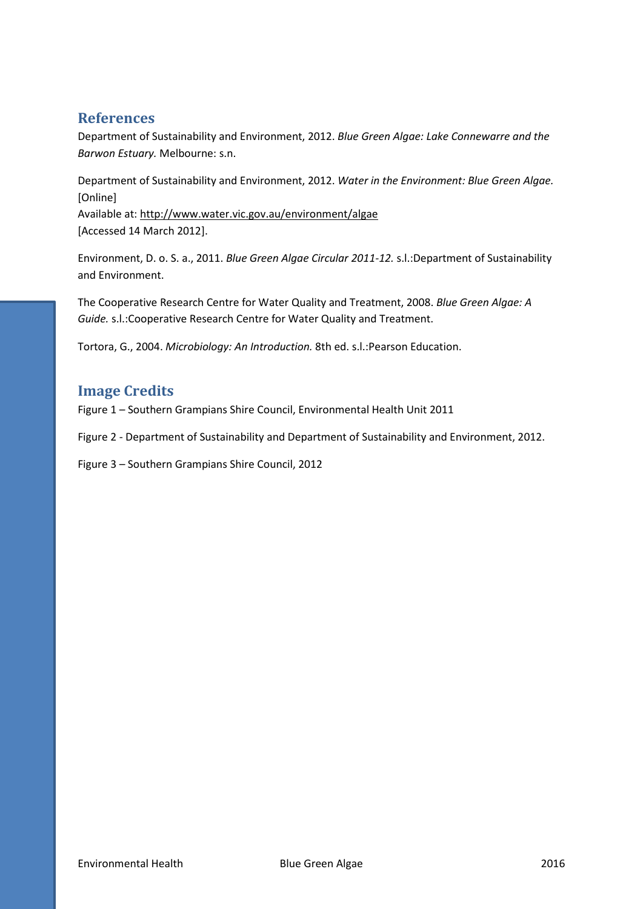## References

Department of Sustainability and Environment, 2012. *Blue Green Algae: Lake Connewarre and the Barwon Estuary.* Melbourne: s.n.

Department of Sustainability and Environment, 2012. *Water in the Environment: Blue Green Algae.* [Online]
Available at: http://www.water.vic.gov.au/environment/algae
[Accessed 14 March 2012].

Environment, D. o. S. a., 2011. *Blue Green Algae Circular 2011-12.* s.l.:Department of Sustainability and Environment.

The Cooperative Research Centre for Water Quality and Treatment, 2008. *Blue Green Algae: A Guide.* s.l.:Cooperative Research Centre for Water Quality and Treatment.

Tortora, G., 2004. *Microbiology: An Introduction.* 8th ed. s.l.:Pearson Education.

## Image Credits

Figure 1 – Southern Grampians Shire Council, Environmental Health Unit 2011

Figure 2 - Department of Sustainability and Department of Sustainability and Environment, 2012.

Figure 3 – Southern Grampians Shire Council, 2012